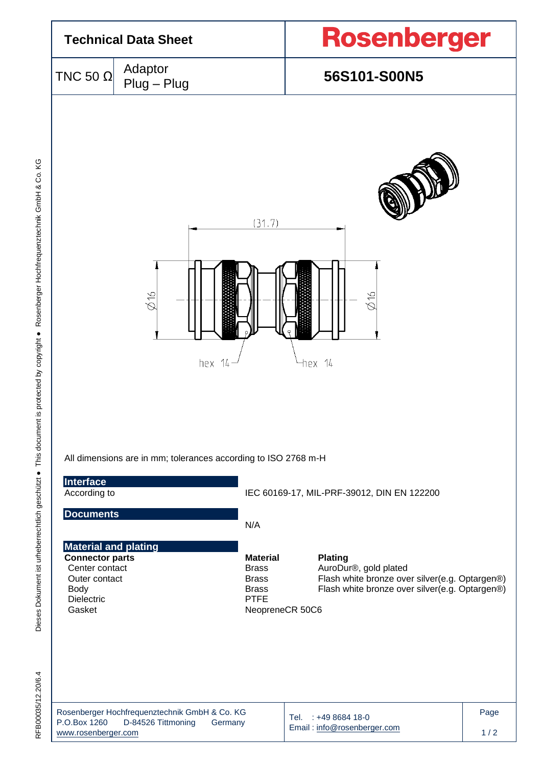# Technical Data Sheet

**Rosenberger**

| TNC 50 Ω | Adaptor Plug – Plug | **56S101-S00N5** |
|---|---|---|

(31.7)

Ø16 Ø16

hex 14 hex 14

All dimensions are in mm; tolerances according to ISO 2768 m-H

## Interface

| | |
|---|---|
| According to | IEC 60169-17, MIL-PRF-39012, DIN EN 122200 |

## Documents

N/A

## Material and plating

| **Connector parts** | **Material** | **Plating** |
|---|---|---|
| Center contact | Brass | AuroDur®, gold plated |
| Outer contact | Brass | Flash white bronze over silver(e.g. Optargen®) |
| Body | Brass | Flash white bronze over silver(e.g. Optargen®) |
| Dielectric | PTFE | |
| Gasket | NeopreneCR 50C6 | |

Rosenberger Hochfrequenztechnik GmbH & Co. KG
P.O.Box 1260 D-84526 Tittmoning Germany
www.rosenberger.com

Tel. : +49 8684 18-0
Email : info@rosenberger.com

RFB00035/12.20/6.4

Dieses Dokument ist urheberrechtlich geschützt ● This document is protected by copyright ● Rosenberger Hochfrequenztechnik GmbH & Co. KG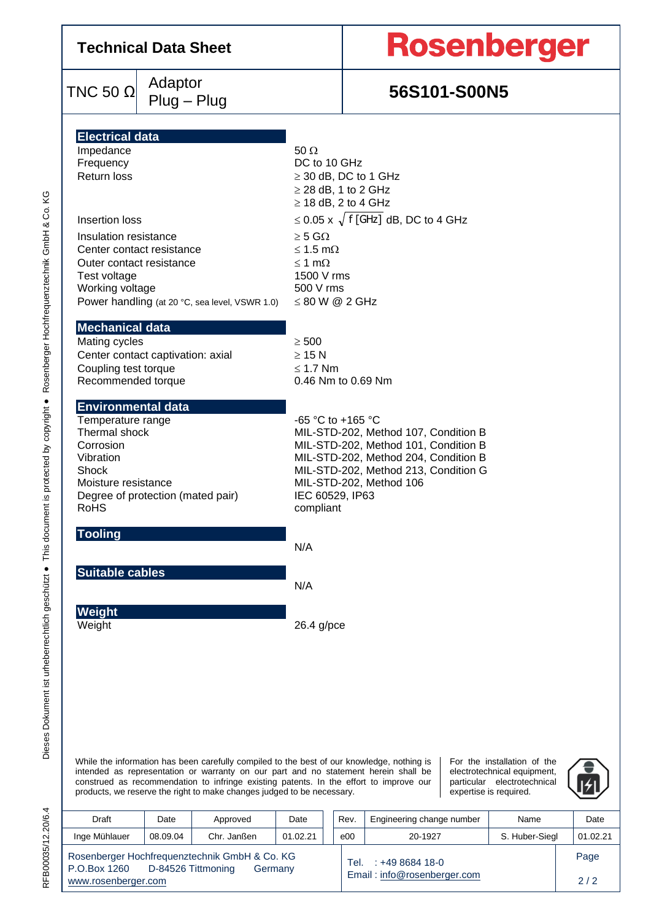# Technical Data Sheet

**Rosenberger**

| TNC 50 Ω | Adaptor Plug – Plug | 56S101-S00N5 |
|---|---|---|

## Electrical data

| | |
|---|---|
| Impedance | 50 Ω |
| Frequency | DC to 10 GHz |
| Return loss | ≥ 30 dB, DC to 1 GHz<br>≥ 28 dB, 1 to 2 GHz<br>≥ 18 dB, 2 to 4 GHz |
| Insertion loss | ≤ 0.05 x $\sqrt{f\,[\text{GHz}]}$ dB, DC to 4 GHz |
| Insulation resistance | ≥ 5 GΩ |
| Center contact resistance | ≤ 1.5 mΩ |
| Outer contact resistance | ≤ 1 mΩ |
| Test voltage | 1500 V rms |
| Working voltage | 500 V rms |
| Power handling (at 20 °C, sea level, VSWR 1.0) | ≤ 80 W @ 2 GHz |

## Mechanical data

| | |
|---|---|
| Mating cycles | ≥ 500 |
| Center contact captivation: axial | ≥ 15 N |
| Coupling test torque | ≤ 1.7 Nm |
| Recommended torque | 0.46 Nm to 0.69 Nm |

## Environmental data

| | |
|---|---|
| Temperature range | -65 °C to +165 °C |
| Thermal shock | MIL-STD-202, Method 107, Condition B |
| Corrosion | MIL-STD-202, Method 101, Condition B |
| Vibration | MIL-STD-202, Method 204, Condition B |
| Shock | MIL-STD-202, Method 213, Condition G |
| Moisture resistance | MIL-STD-202, Method 106 |
| Degree of protection (mated pair) | IEC 60529, IP63 |
| RoHS | compliant |

## Tooling

N/A

## Suitable cables

N/A

## Weight

| | |
|---|---|
| Weight | 26.4 g/pce |

While the information has been carefully compiled to the best of our knowledge, nothing is intended as representation or warranty on our part and no statement herein shall be construed as recommendation to infringe existing patents. In the effort to improve our products, we reserve the right to make changes judged to be necessary.

For the installation of the electrotechnical equipment, particular electrotechnical expertise is required.

| Draft | Date | Approved | Date | Rev. | Engineering change number | Name | Date |
|---|---|---|---|---|---|---|---|
| Inge Mühlauer | 08.09.04 | Chr. Janßen | 01.02.21 | e00 | 20-1927 | S. Huber-Siegl | 01.02.21 |

Rosenberger Hochfrequenztechnik GmbH & Co. KG
P.O.Box 1260 D-84526 Tittmoning Germany
www.rosenberger.com

Tel. : +49 8684 18-0
Email : info@rosenberger.com

Dieses Dokument ist urheberrechtlich geschützt ● This document is protected by copyright ● Rosenberger Hochfrequenztechnik GmbH & Co. KG

RFB00035/12.20/6.4